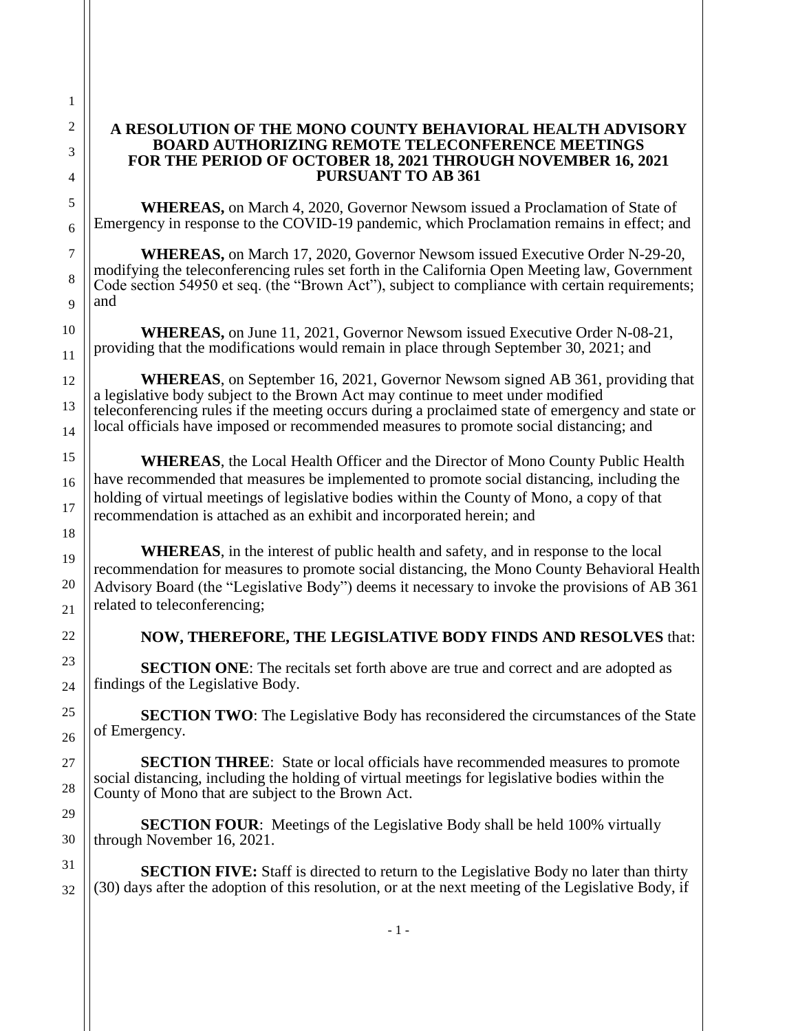# A RESOLUTION OF THE MONO COUNTY BEHAVIORAL HEALTH ADVISORY BOARD AUTHORIZING REMOTE TELECONFERENCE MEETINGS FOR THE PERIOD OF OCTOBER 18, 2021 THROUGH NOVEMBER 16, 2021 PURSUANT TO AB 361

**WHEREAS,** on March 4, 2020, Governor Newsom issued a Proclamation of State of Emergency in response to the COVID-19 pandemic, which Proclamation remains in effect; and

**WHEREAS,** on March 17, 2020, Governor Newsom issued Executive Order N-29-20, modifying the teleconferencing rules set forth in the California Open Meeting law, Government Code section 54950 et seq. (the "Brown Act"), subject to compliance with certain requirements; and

**WHEREAS,** on June 11, 2021, Governor Newsom issued Executive Order N-08-21, providing that the modifications would remain in place through September 30, 2021; and

**WHEREAS**, on September 16, 2021, Governor Newsom signed AB 361, providing that a legislative body subject to the Brown Act may continue to meet under modified teleconferencing rules if the meeting occurs during a proclaimed state of emergency and state or local officials have imposed or recommended measures to promote social distancing; and

**WHEREAS**, the Local Health Officer and the Director of Mono County Public Health have recommended that measures be implemented to promote social distancing, including the holding of virtual meetings of legislative bodies within the County of Mono, a copy of that recommendation is attached as an exhibit and incorporated herein; and

**WHEREAS**, in the interest of public health and safety, and in response to the local recommendation for measures to promote social distancing, the Mono County Behavioral Health Advisory Board (the "Legislative Body") deems it necessary to invoke the provisions of AB 361 related to teleconferencing;

**NOW, THEREFORE, THE LEGISLATIVE BODY FINDS AND RESOLVES** that:

**SECTION ONE**: The recitals set forth above are true and correct and are adopted as findings of the Legislative Body.

**SECTION TWO**: The Legislative Body has reconsidered the circumstances of the State of Emergency.

**SECTION THREE**: State or local officials have recommended measures to promote social distancing, including the holding of virtual meetings for legislative bodies within the County of Mono that are subject to the Brown Act.

**SECTION FOUR**: Meetings of the Legislative Body shall be held 100% virtually through November 16, 2021.

**SECTION FIVE:** Staff is directed to return to the Legislative Body no later than thirty (30) days after the adoption of this resolution, or at the next meeting of the Legislative Body, if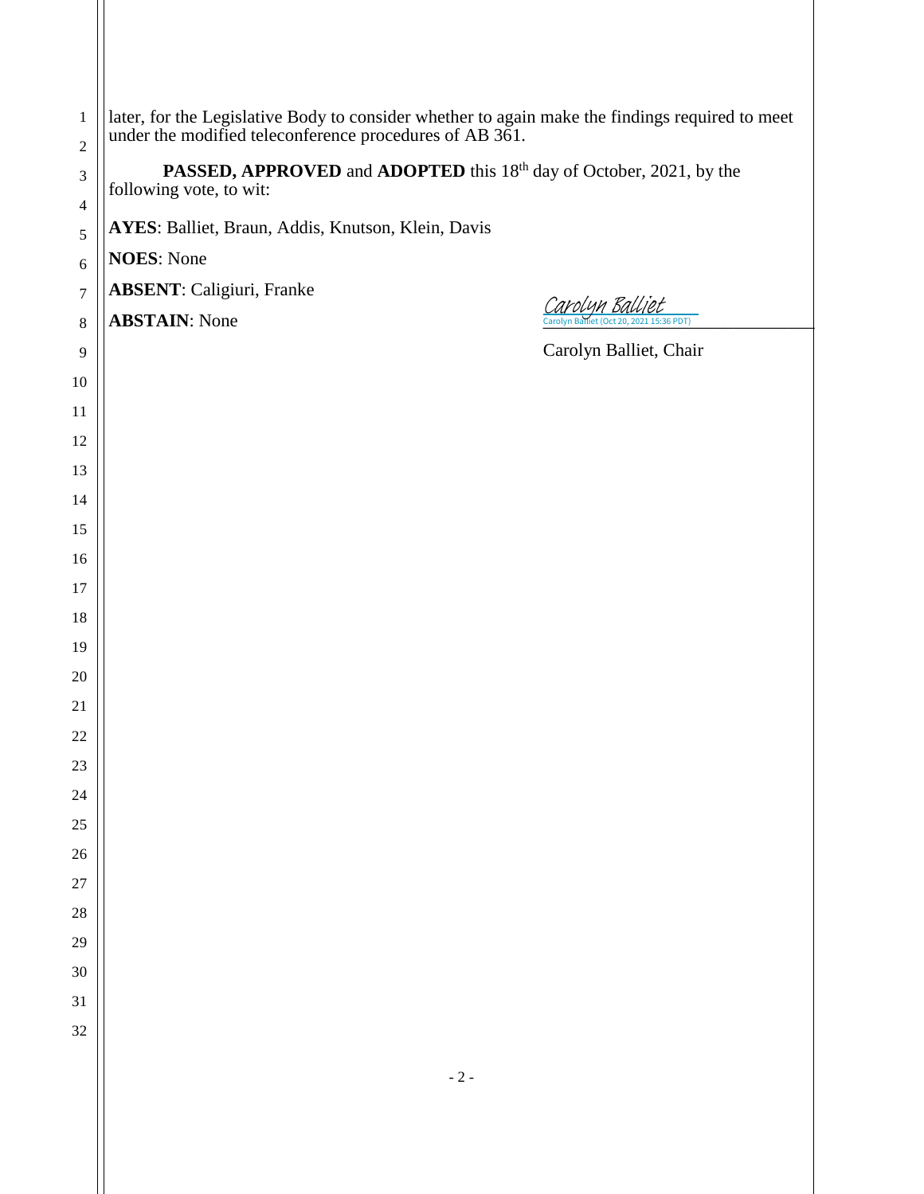later, for the Legislative Body to consider whether to again make the findings required to meet under the modified teleconference procedures of AB 361.

**PASSED, APPROVED** and **ADOPTED** this 18th day of October, 2021, by the following vote, to wit:

**AYES**: Balliet, Braun, Addis, Knutson, Klein, Davis

**NOES**: None

**ABSENT**: Caligiuri, Franke

**ABSTAIN**: None

Carolyn Balliet
Carolyn Balliet (Oct 20, 2021 15:36 PDT)

Carolyn Balliet, Chair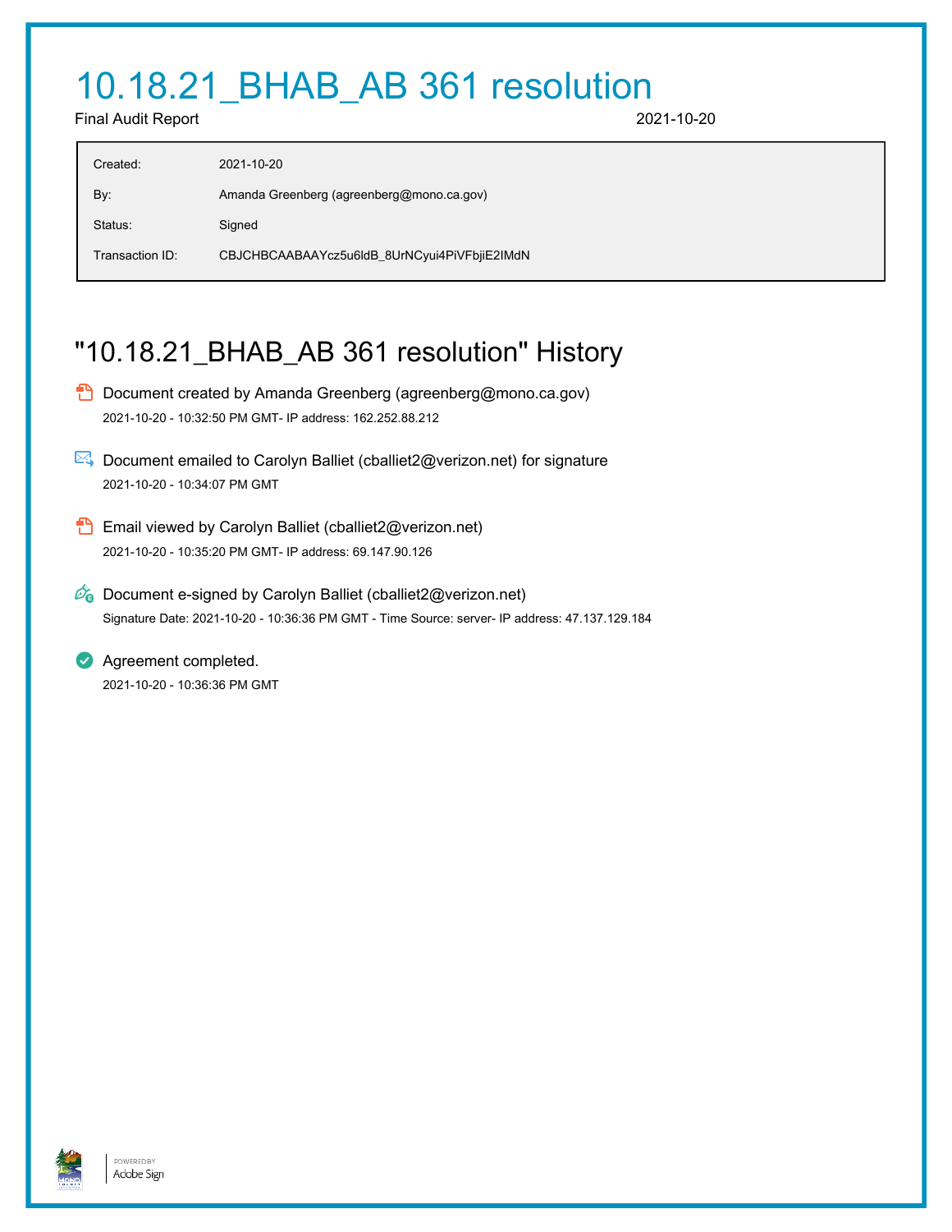# 10.18.21_BHAB_AB 361 resolution

Final Audit Report 2021-10-20

| | |
|---|---|
| Created: | 2021-10-20 |
| By: | Amanda Greenberg (agreenberg@mono.ca.gov) |
| Status: | Signed |
| Transaction ID: | CBJCHBCAABAAYcz5u6ldB_8UrNCyui4PiVFbjiE2IMdN |

## "10.18.21_BHAB_AB 361 resolution" History

- Document created by Amanda Greenberg (agreenberg@mono.ca.gov)
  2021-10-20 - 10:32:50 PM GMT- IP address: 162.252.88.212

- Document emailed to Carolyn Balliet (cballiet2@verizon.net) for signature
  2021-10-20 - 10:34:07 PM GMT

- Email viewed by Carolyn Balliet (cballiet2@verizon.net)
  2021-10-20 - 10:35:20 PM GMT- IP address: 69.147.90.126

- Document e-signed by Carolyn Balliet (cballiet2@verizon.net)
  Signature Date: 2021-10-20 - 10:36:36 PM GMT - Time Source: server- IP address: 47.137.129.184

- Agreement completed.
  2021-10-20 - 10:36:36 PM GMT

POWERED BY Adobe Sign